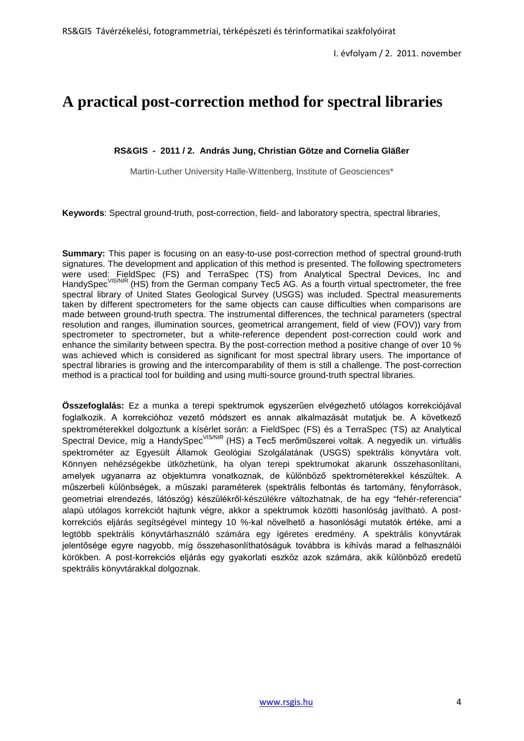# A practical post-correction method for spectral libraries

**RS&GIS - 2011 / 2. András Jung, Christian Götze and Cornelia Gläßer**

Martin-Luther University Halle-Wittenberg, Institute of Geosciences*

**Keywords**: Spectral ground-truth, post-correction, field- and laboratory spectra, spectral libraries,

**Summary:** This paper is focusing on an easy-to-use post-correction method of spectral ground-truth signatures. The development and application of this method is presented. The following spectrometers were used: FieldSpec (FS) and TerraSpec (TS) from Analytical Spectral Devices, Inc and HandySpec$^{VIS/NIR}$ (HS) from the German company Tec5 AG. As a fourth virtual spectrometer, the free spectral library of United States Geological Survey (USGS) was included. Spectral measurements taken by different spectrometers for the same objects can cause difficulties when comparisons are made between ground-truth spectra. The instrumental differences, the technical parameters (spectral resolution and ranges, illumination sources, geometrical arrangement, field of view (FOV)) vary from spectrometer to spectrometer, but a white-reference dependent post-correction could work and enhance the similarity between spectra. By the post-correction method a positive change of over 10 % was achieved which is considered as significant for most spectral library users. The importance of spectral libraries is growing and the intercomparability of them is still a challenge. The post-correction method is a practical tool for building and using multi-source ground-truth spectral libraries.

**Összefoglalás:** Ez a munka a terepi spektrumok egyszerűen elvégezhető utólagos korrekciójával foglalkozik. A korrekcióhoz vezető módszert es annak alkalmazását mutatjuk be. A következő spektrométerekkel dolgoztunk a kísérlet során: a FieldSpec (FS) és a TerraSpec (TS) az Analytical Spectral Device, míg a HandySpec$^{VIS/NIR}$ (HS) a Tec5 merőműszerei voltak. A negyedik un. virtuális spektrométer az Egyesült Államok Geológiai Szolgálatának (USGS) spektrális könyvtára volt. Könnyen nehézségekbe ütközhetünk, ha olyan terepi spektrumokat akarunk összehasonlítani, amelyek ugyanarra az objektumra vonatkoznak, de különböző spektrométerekkel készültek. A műszerbeli különbségek, a műszaki paraméterek (spektrális felbontás és tartomány, fényforrások, geometriai elrendezés, látószög) készülékről-készülékre változhatnak, de ha egy "fehér-referencia" alapú utólagos korrekciót hajtunk végre, akkor a spektrumok közötti hasonlóság javítható. A post-korrekciós eljárás segítségével mintegy 10 %-kal növelhető a hasonlósági mutatók értéke, ami a legtöbb spektrális könyvtárhasználó számára egy ígéretes eredmény. A spektrális könyvtárak jelentősége egyre nagyobb, míg összehasonlíthatóságuk továbbra is kihívás marad a felhasználói körökben. A post-korrekciós eljárás egy gyakorlati eszköz azok számára, akik különböző eredetű spektrális könyvtárakkal dolgoznak.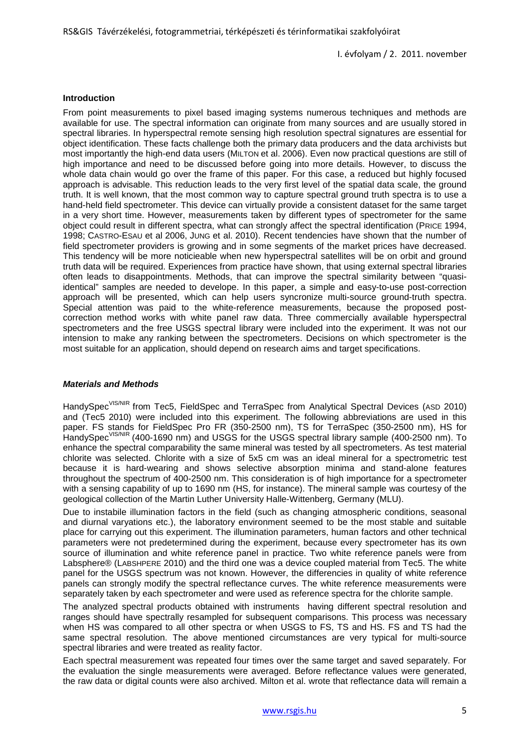### Introduction

From point measurements to pixel based imaging systems numerous techniques and methods are available for use. The spectral information can originate from many sources and are usually stored in spectral libraries. In hyperspectral remote sensing high resolution spectral signatures are essential for object identification. These facts challenge both the primary data producers and the data archivists but most importantly the high-end data users (MILTON et al. 2006). Even now practical questions are still of high importance and need to be discussed before going into more details. However, to discuss the whole data chain would go over the frame of this paper. For this case, a reduced but highly focused approach is advisable. This reduction leads to the very first level of the spatial data scale, the ground truth. It is well known, that the most common way to capture spectral ground truth spectra is to use a hand-held field spectrometer. This device can virtually provide a consistent dataset for the same target in a very short time. However, measurements taken by different types of spectrometer for the same object could result in different spectra, what can strongly affect the spectral identification (PRICE 1994, 1998; CASTRO-ESAU et al 2006, JUNG et al. 2010). Recent tendencies have shown that the number of field spectrometer providers is growing and in some segments of the market prices have decreased. This tendency will be more noticieable when new hyperspectral satellites will be on orbit and ground truth data will be required. Experiences from practice have shown, that using external spectral libraries often leads to disappointments. Methods, that can improve the spectral similarity between "quasi-identical" samples are needed to develope. In this paper, a simple and easy-to-use post-correction approach will be presented, which can help users syncronize multi-source ground-truth spectra. Special attention was paid to the white-reference measurements, because the proposed post-correction method works with white panel raw data. Three commercially available hyperspectral spectrometers and the free USGS spectral library were included into the experiment. It was not our intension to make any ranking between the spectrometers. Decisions on which spectrometer is the most suitable for an application, should depend on research aims and target specifications.

### *Materials and Methods*

HandySpec$^{VIS/NIR}$ from Tec5, FieldSpec and TerraSpec from Analytical Spectral Devices (ASD 2010) and (Tec5 2010) were included into this experiment. The following abbreviations are used in this paper. FS stands for FieldSpec Pro FR (350-2500 nm), TS for TerraSpec (350-2500 nm), HS for HandySpec$^{VIS/NIR}$ (400-1690 nm) and USGS for the USGS spectral library sample (400-2500 nm). To enhance the spectral comparability the same mineral was tested by all spectrometers. As test material chlorite was selected. Chlorite with a size of 5x5 cm was an ideal mineral for a spectrometric test because it is hard-wearing and shows selective absorption minima and stand-alone features throughout the spectrum of 400-2500 nm. This consideration is of high importance for a spectrometer with a sensing capability of up to 1690 nm (HS, for instance). The mineral sample was courtesy of the geological collection of the Martin Luther University Halle-Wittenberg, Germany (MLU).

Due to instabile illumination factors in the field (such as changing atmospheric conditions, seasonal and diurnal varyations etc.), the laboratory environment seemed to be the most stable and suitable place for carrying out this experiment. The illumination parameters, human factors and other technical parameters were not predetermined during the experiment, because every spectrometer has its own source of illumination and white reference panel in practice. Two white reference panels were from Labsphere® (LABSHPERE 2010) and the third one was a device coupled material from Tec5. The white panel for the USGS spectrum was not known. However, the differencies in quality of white reference panels can strongly modify the spectral reflectance curves. The white reference measurements were separately taken by each spectrometer and were used as reference spectra for the chlorite sample.

The analyzed spectral products obtained with instruments having different spectral resolution and ranges should have spectrally resampled for subsequent comparisons. This process was necessary when HS was compared to all other spectra or when USGS to FS, TS and HS. FS and TS had the same spectral resolution. The above mentioned circumstances are very typical for multi-source spectral libraries and were treated as reality factor.

Each spectral measurement was repeated four times over the same target and saved separately. For the evaluation the single measurements were averaged. Before reflectance values were generated, the raw data or digital counts were also archived. Milton et al. wrote that reflectance data will remain a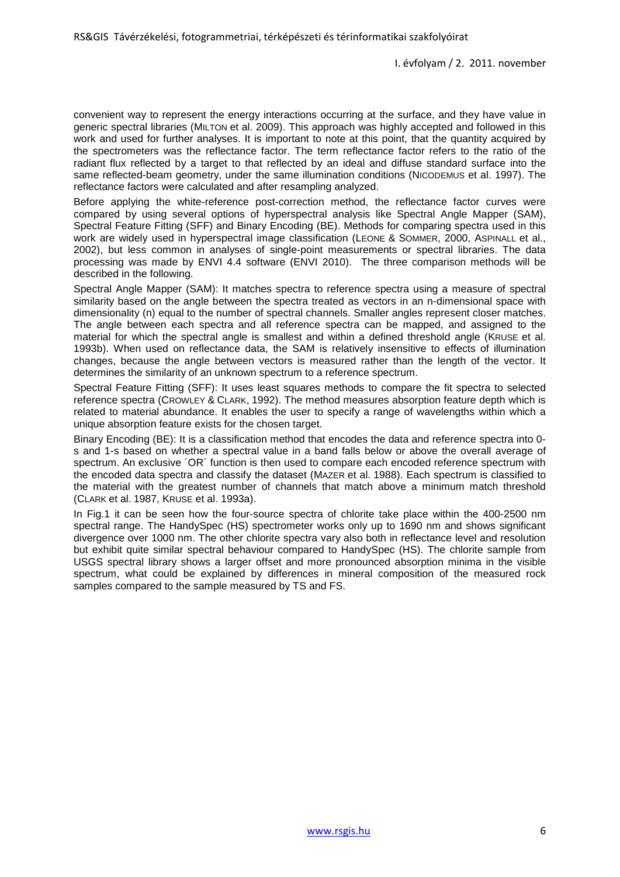convenient way to represent the energy interactions occurring at the surface, and they have value in generic spectral libraries (MILTON et al. 2009). This approach was highly accepted and followed in this work and used for further analyses. It is important to note at this point, that the quantity acquired by the spectrometers was the reflectance factor. The term reflectance factor refers to the ratio of the radiant flux reflected by a target to that reflected by an ideal and diffuse standard surface into the same reflected-beam geometry, under the same illumination conditions (NICODEMUS et al. 1997). The reflectance factors were calculated and after resampling analyzed.

Before applying the white-reference post-correction method, the reflectance factor curves were compared by using several options of hyperspectral analysis like Spectral Angle Mapper (SAM), Spectral Feature Fitting (SFF) and Binary Encoding (BE). Methods for comparing spectra used in this work are widely used in hyperspectral image classification (LEONE & SOMMER, 2000, ASPINALL et al., 2002), but less common in analyses of single-point measurements or spectral libraries. The data processing was made by ENVI 4.4 software (ENVI 2010). The three comparison methods will be described in the following.

Spectral Angle Mapper (SAM): It matches spectra to reference spectra using a measure of spectral similarity based on the angle between the spectra treated as vectors in an n-dimensional space with dimensionality (n) equal to the number of spectral channels. Smaller angles represent closer matches. The angle between each spectra and all reference spectra can be mapped, and assigned to the material for which the spectral angle is smallest and within a defined threshold angle (KRUSE et al. 1993b). When used on reflectance data, the SAM is relatively insensitive to effects of illumination changes, because the angle between vectors is measured rather than the length of the vector. It determines the similarity of an unknown spectrum to a reference spectrum.

Spectral Feature Fitting (SFF): It uses least squares methods to compare the fit spectra to selected reference spectra (CROWLEY & CLARK, 1992). The method measures absorption feature depth which is related to material abundance. It enables the user to specify a range of wavelengths within which a unique absorption feature exists for the chosen target.

Binary Encoding (BE): It is a classification method that encodes the data and reference spectra into 0-s and 1-s based on whether a spectral value in a band falls below or above the overall average of spectrum. An exclusive ´OR´ function is then used to compare each encoded reference spectrum with the encoded data spectra and classify the dataset (MAZER et al. 1988). Each spectrum is classified to the material with the greatest number of channels that match above a minimum match threshold (CLARK et al. 1987, KRUSE et al. 1993a).

In Fig.1 it can be seen how the four-source spectra of chlorite take place within the 400-2500 nm spectral range. The HandySpec (HS) spectrometer works only up to 1690 nm and shows significant divergence over 1000 nm. The other chlorite spectra vary also both in reflectance level and resolution but exhibit quite similar spectral behaviour compared to HandySpec (HS). The chlorite sample from USGS spectral library shows a larger offset and more pronounced absorption minima in the visible spectrum, what could be explained by differences in mineral composition of the measured rock samples compared to the sample measured by TS and FS.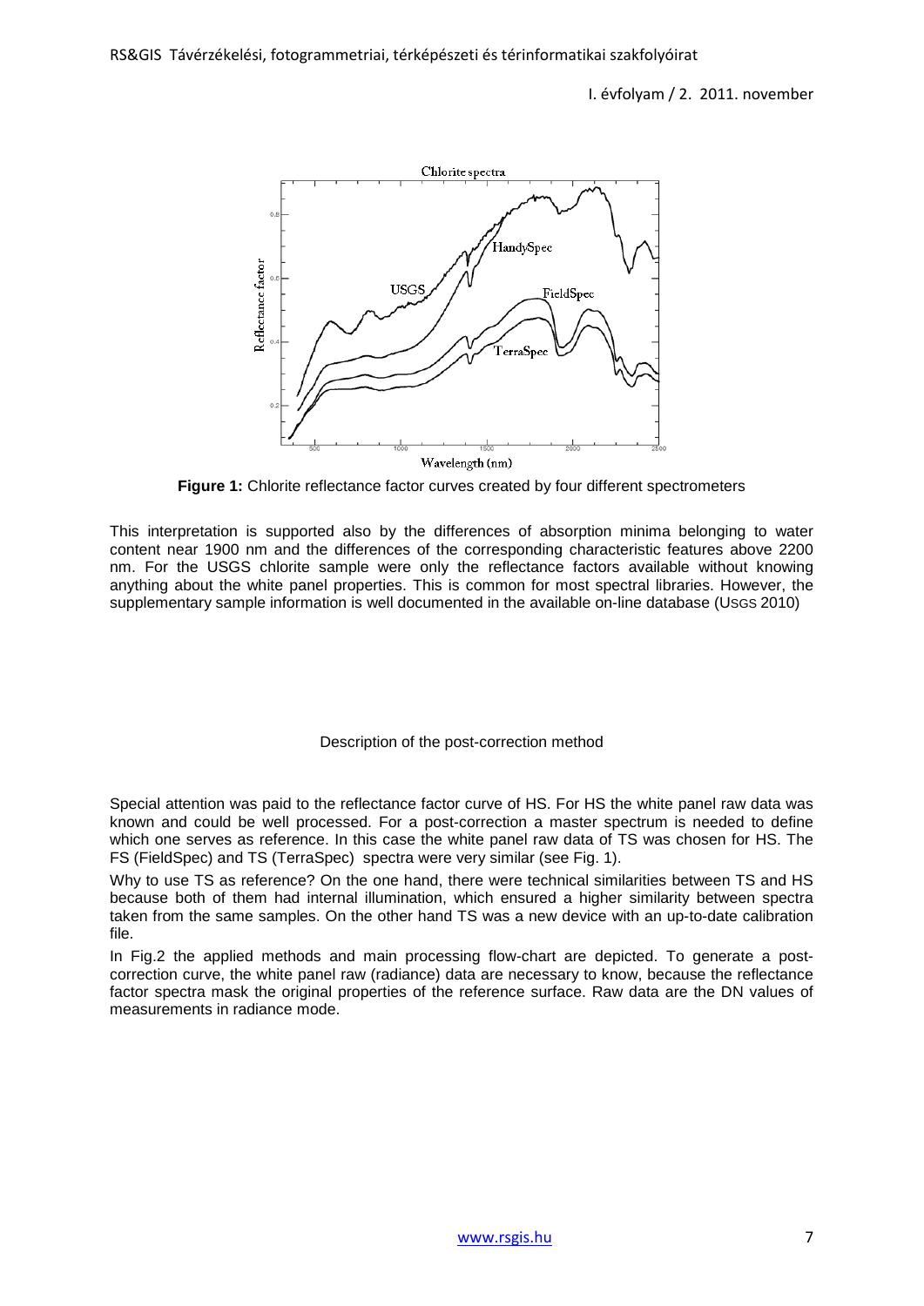**Figure 1:** Chlorite reflectance factor curves created by four different spectrometers

This interpretation is supported also by the differences of absorption minima belonging to water content near 1900 nm and the differences of the corresponding characteristic features above 2200 nm. For the USGS chlorite sample were only the reflectance factors available without knowing anything about the white panel properties. This is common for most spectral libraries. However, the supplementary sample information is well documented in the available on-line database (USGS 2010)

## Description of the post-correction method

Special attention was paid to the reflectance factor curve of HS. For HS the white panel raw data was known and could be well processed. For a post-correction a master spectrum is needed to define which one serves as reference. In this case the white panel raw data of TS was chosen for HS. The FS (FieldSpec) and TS (TerraSpec) spectra were very similar (see Fig. 1).

Why to use TS as reference? On the one hand, there were technical similarities between TS and HS because both of them had internal illumination, which ensured a higher similarity between spectra taken from the same samples. On the other hand TS was a new device with an up-to-date calibration file.

In Fig.2 the applied methods and main processing flow-chart are depicted. To generate a post-correction curve, the white panel raw (radiance) data are necessary to know, because the reflectance factor spectra mask the original properties of the reference surface. Raw data are the DN values of measurements in radiance mode.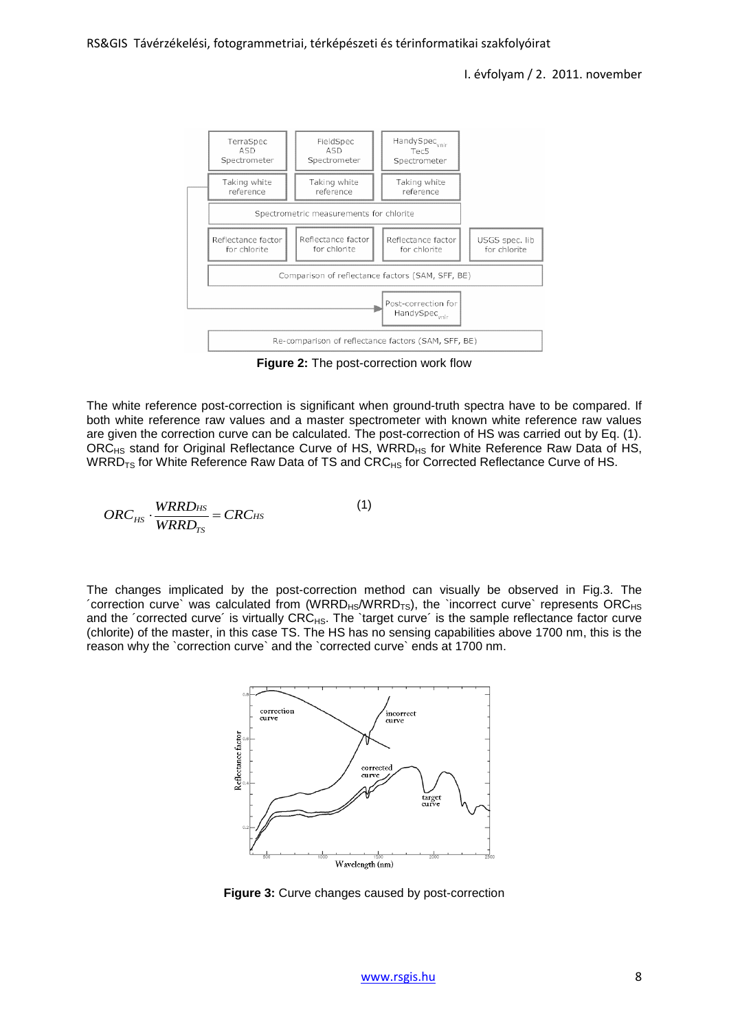**Figure 2:** The post-correction work flow

The white reference post-correction is significant when ground-truth spectra have to be compared. If both white reference raw values and a master spectrometer with known white reference raw values are given the correction curve can be calculated. The post-correction of HS was carried out by Eq. (1). $ORC_{HS}$ stand for Original Reflectance Curve of HS, $WRRD_{HS}$ for White Reference Raw Data of HS, $WRRD_{TS}$ for White Reference Raw Data of TS and $CRC_{HS}$ for Corrected Reflectance Curve of HS.

$$ORC_{HS} \cdot \frac{WRRD_{HS}}{WRRD_{TS}} = CRC_{HS} \quad (1)$$

The changes implicated by the post-correction method can visually be observed in Fig.3. The ´correction curve` was calculated from ($WRRD_{HS}$/$WRRD_{TS}$), the `incorrect curve` represents $ORC_{HS}$ and the ´corrected curve´ is virtually $CRC_{HS}$. The `target curve´ is the sample reflectance factor curve (chlorite) of the master, in this case TS. The HS has no sensing capabilities above 1700 nm, this is the reason why the `correction curve` and the `corrected curve` ends at 1700 nm.

**Figure 3:** Curve changes caused by post-correction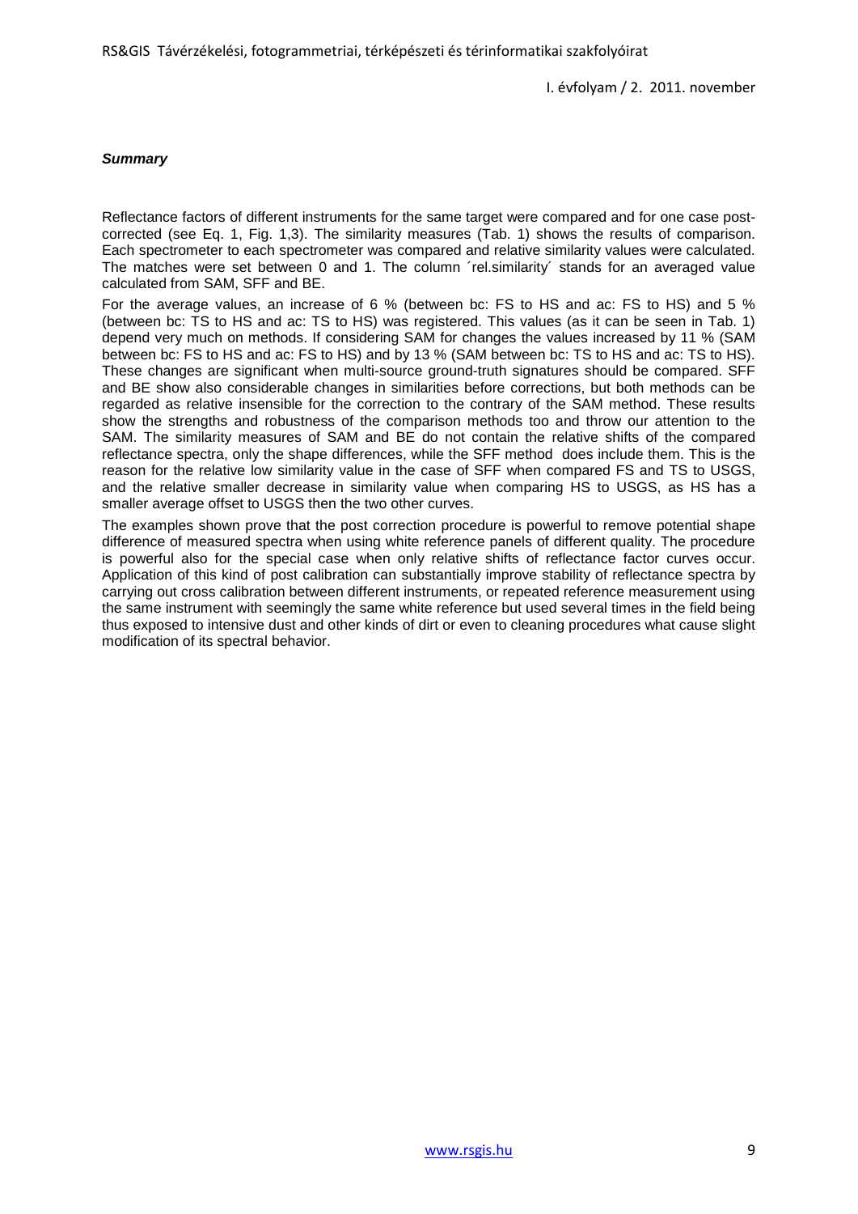***Summary***

Reflectance factors of different instruments for the same target were compared and for one case post-corrected (see Eq. 1, Fig. 1,3). The similarity measures (Tab. 1) shows the results of comparison. Each spectrometer to each spectrometer was compared and relative similarity values were calculated. The matches were set between 0 and 1. The column ´rel.similarity´ stands for an averaged value calculated from SAM, SFF and BE.

For the average values, an increase of 6 % (between bc: FS to HS and ac: FS to HS) and 5 % (between bc: TS to HS and ac: TS to HS) was registered. This values (as it can be seen in Tab. 1) depend very much on methods. If considering SAM for changes the values increased by 11 % (SAM between bc: FS to HS and ac: FS to HS) and by 13 % (SAM between bc: TS to HS and ac: TS to HS). These changes are significant when multi-source ground-truth signatures should be compared. SFF and BE show also considerable changes in similarities before corrections, but both methods can be regarded as relative insensible for the correction to the contrary of the SAM method. These results show the strengths and robustness of the comparison methods too and throw our attention to the SAM. The similarity measures of SAM and BE do not contain the relative shifts of the compared reflectance spectra, only the shape differences, while the SFF method does include them. This is the reason for the relative low similarity value in the case of SFF when compared FS and TS to USGS, and the relative smaller decrease in similarity value when comparing HS to USGS, as HS has a smaller average offset to USGS then the two other curves.

The examples shown prove that the post correction procedure is powerful to remove potential shape difference of measured spectra when using white reference panels of different quality. The procedure is powerful also for the special case when only relative shifts of reflectance factor curves occur. Application of this kind of post calibration can substantially improve stability of reflectance spectra by carrying out cross calibration between different instruments, or repeated reference measurement using the same instrument with seemingly the same white reference but used several times in the field being thus exposed to intensive dust and other kinds of dirt or even to cleaning procedures what cause slight modification of its spectral behavior.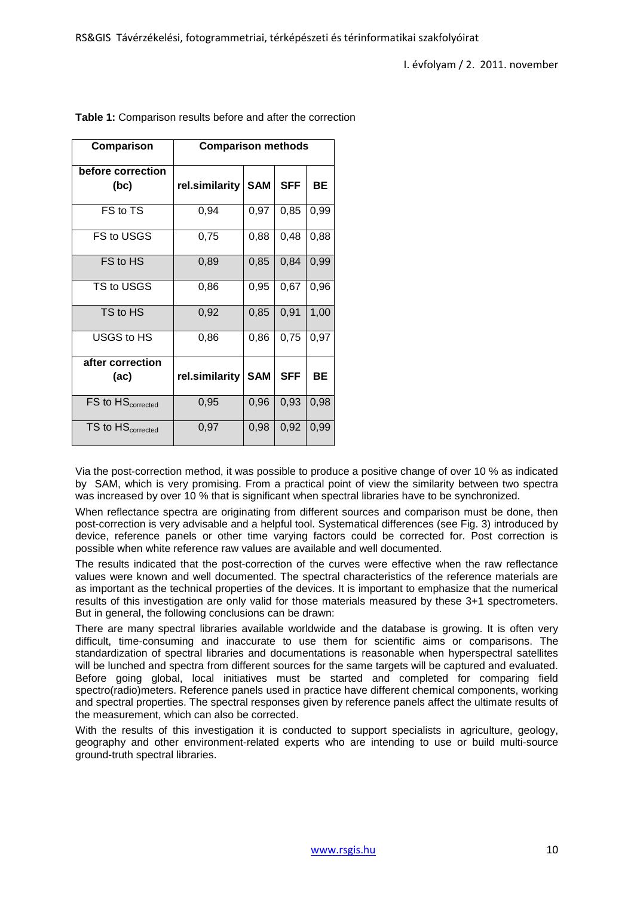**Table 1:** Comparison results before and after the correction

| Comparison | Comparison methods | | | |
|---|---|---|---|---|
| **before correction (bc)** | **rel.similarity** | **SAM** | **SFF** | **BE** |
| FS to TS | 0,94 | 0,97 | 0,85 | 0,99 |
| FS to USGS | 0,75 | 0,88 | 0,48 | 0,88 |
| FS to HS | 0,89 | 0,85 | 0,84 | 0,99 |
| TS to USGS | 0,86 | 0,95 | 0,67 | 0,96 |
| TS to HS | 0,92 | 0,85 | 0,91 | 1,00 |
| USGS to HS | 0,86 | 0,86 | 0,75 | 0,97 |
| **after correction (ac)** | **rel.similarity** | **SAM** | **SFF** | **BE** |
| FS to $HS_{corrected}$ | 0,95 | 0,96 | 0,93 | 0,98 |
| TS to $HS_{corrected}$ | 0,97 | 0,98 | 0,92 | 0,99 |

Via the post-correction method, it was possible to produce a positive change of over 10 % as indicated by SAM, which is very promising. From a practical point of view the similarity between two spectra was increased by over 10 % that is significant when spectral libraries have to be synchronized.

When reflectance spectra are originating from different sources and comparison must be done, then post-correction is very advisable and a helpful tool. Systematical differences (see Fig. 3) introduced by device, reference panels or other time varying factors could be corrected for. Post correction is possible when white reference raw values are available and well documented.

The results indicated that the post-correction of the curves were effective when the raw reflectance values were known and well documented. The spectral characteristics of the reference materials are as important as the technical properties of the devices. It is important to emphasize that the numerical results of this investigation are only valid for those materials measured by these 3+1 spectrometers. But in general, the following conclusions can be drawn:

There are many spectral libraries available worldwide and the database is growing. It is often very difficult, time-consuming and inaccurate to use them for scientific aims or comparisons. The standardization of spectral libraries and documentations is reasonable when hyperspectral satellites will be lunched and spectra from different sources for the same targets will be captured and evaluated. Before going global, local initiatives must be started and completed for comparing field spectro(radio)meters. Reference panels used in practice have different chemical components, working and spectral properties. The spectral responses given by reference panels affect the ultimate results of the measurement, which can also be corrected.

With the results of this investigation it is conducted to support specialists in agriculture, geology, geography and other environment-related experts who are intending to use or build multi-source ground-truth spectral libraries.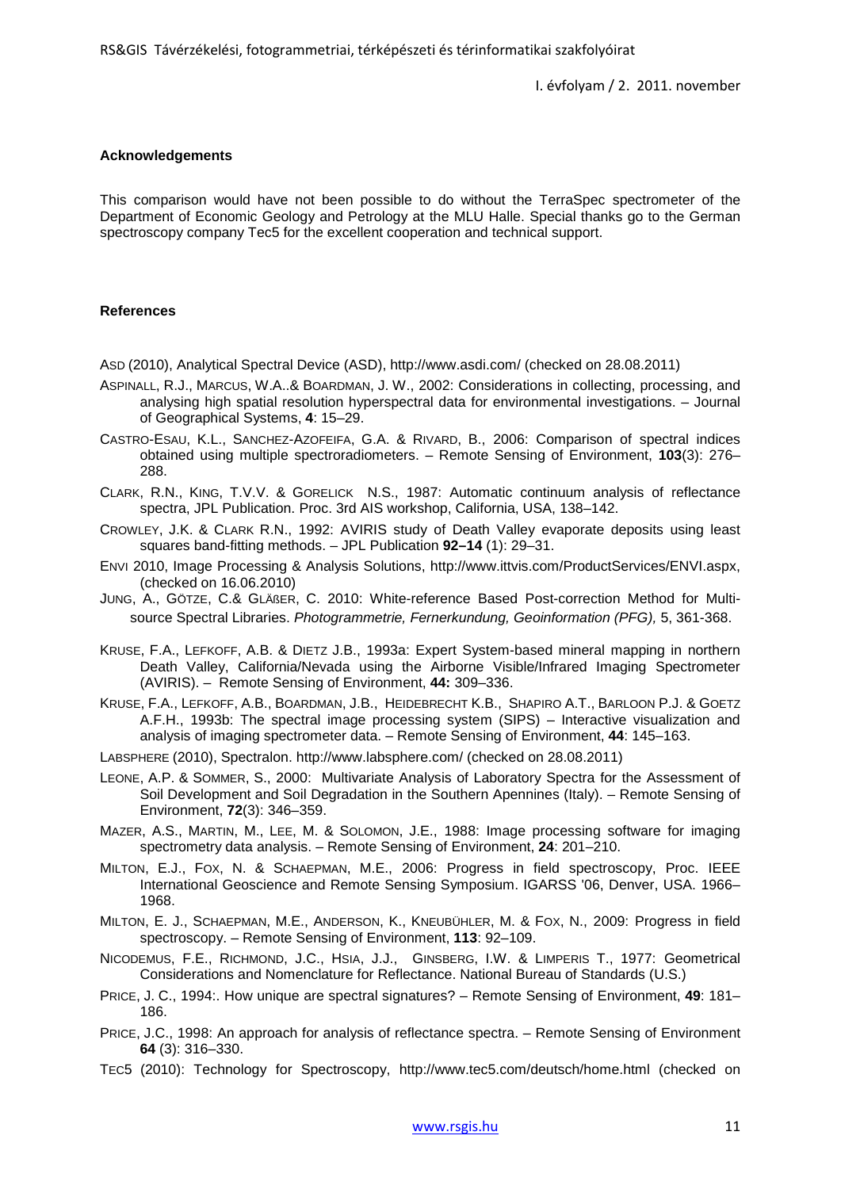#### Acknowledgements

This comparison would have not been possible to do without the TerraSpec spectrometer of the Department of Economic Geology and Petrology at the MLU Halle. Special thanks go to the German spectroscopy company Tec5 for the excellent cooperation and technical support.

#### References

ASD (2010), Analytical Spectral Device (ASD), http://www.asdi.com/ (checked on 28.08.2011)

ASPINALL, R.J., MARCUS, W.A..& BOARDMAN, J. W., 2002: Considerations in collecting, processing, and analysing high spatial resolution hyperspectral data for environmental investigations. – Journal of Geographical Systems, **4**: 15–29.

CASTRO-ESAU, K.L., SANCHEZ-AZOFEIFA, G.A. & RIVARD, B., 2006: Comparison of spectral indices obtained using multiple spectroradiometers. – Remote Sensing of Environment, **103**(3): 276–288.

CLARK, R.N., KING, T.V.V. & GORELICK N.S., 1987: Automatic continuum analysis of reflectance spectra, JPL Publication. Proc. 3rd AIS workshop, California, USA, 138–142.

CROWLEY, J.K. & CLARK R.N., 1992: AVIRIS study of Death Valley evaporate deposits using least squares band-fitting methods. – JPL Publication **92–14** (1): 29–31.

ENVI 2010, Image Processing & Analysis Solutions, http://www.ittvis.com/ProductServices/ENVI.aspx, (checked on 16.06.2010)

JUNG, A., GÖTZE, C.& GLÄßER, C. 2010: White-reference Based Post-correction Method for Multi-source Spectral Libraries. *Photogrammetrie, Fernerkundung, Geoinformation (PFG),* 5, 361-368.

KRUSE, F.A., LEFKOFF, A.B. & DIETZ J.B., 1993a: Expert System-based mineral mapping in northern Death Valley, California/Nevada using the Airborne Visible/Infrared Imaging Spectrometer (AVIRIS). – Remote Sensing of Environment, **44:** 309–336.

KRUSE, F.A., LEFKOFF, A.B., BOARDMAN, J.B., HEIDEBRECHT K.B., SHAPIRO A.T., BARLOON P.J. & GOETZ A.F.H., 1993b: The spectral image processing system (SIPS) – Interactive visualization and analysis of imaging spectrometer data. – Remote Sensing of Environment, **44**: 145–163.

LABSPHERE (2010), Spectralon. http://www.labsphere.com/ (checked on 28.08.2011)

LEONE, A.P. & SOMMER, S., 2000: Multivariate Analysis of Laboratory Spectra for the Assessment of Soil Development and Soil Degradation in the Southern Apennines (Italy). – Remote Sensing of Environment, **72**(3): 346–359.

MAZER, A.S., MARTIN, M., LEE, M. & SOLOMON, J.E., 1988: Image processing software for imaging spectrometry data analysis. – Remote Sensing of Environment, **24**: 201–210.

MILTON, E.J., FOX, N. & SCHAEPMAN, M.E., 2006: Progress in field spectroscopy, Proc. IEEE International Geoscience and Remote Sensing Symposium. IGARSS '06, Denver, USA. 1966–1968.

MILTON, E. J., SCHAEPMAN, M.E., ANDERSON, K., KNEUBÜHLER, M. & FOX, N., 2009: Progress in field spectroscopy. – Remote Sensing of Environment, **113**: 92–109.

NICODEMUS, F.E., RICHMOND, J.C., HSIA, J.J., GINSBERG, I.W. & LIMPERIS T., 1977: Geometrical Considerations and Nomenclature for Reflectance. National Bureau of Standards (U.S.)

PRICE, J. C., 1994:. How unique are spectral signatures? – Remote Sensing of Environment, **49**: 181–186.

PRICE, J.C., 1998: An approach for analysis of reflectance spectra. – Remote Sensing of Environment **64** (3): 316–330.

TEC5 (2010): Technology for Spectroscopy, http://www.tec5.com/deutsch/home.html (checked on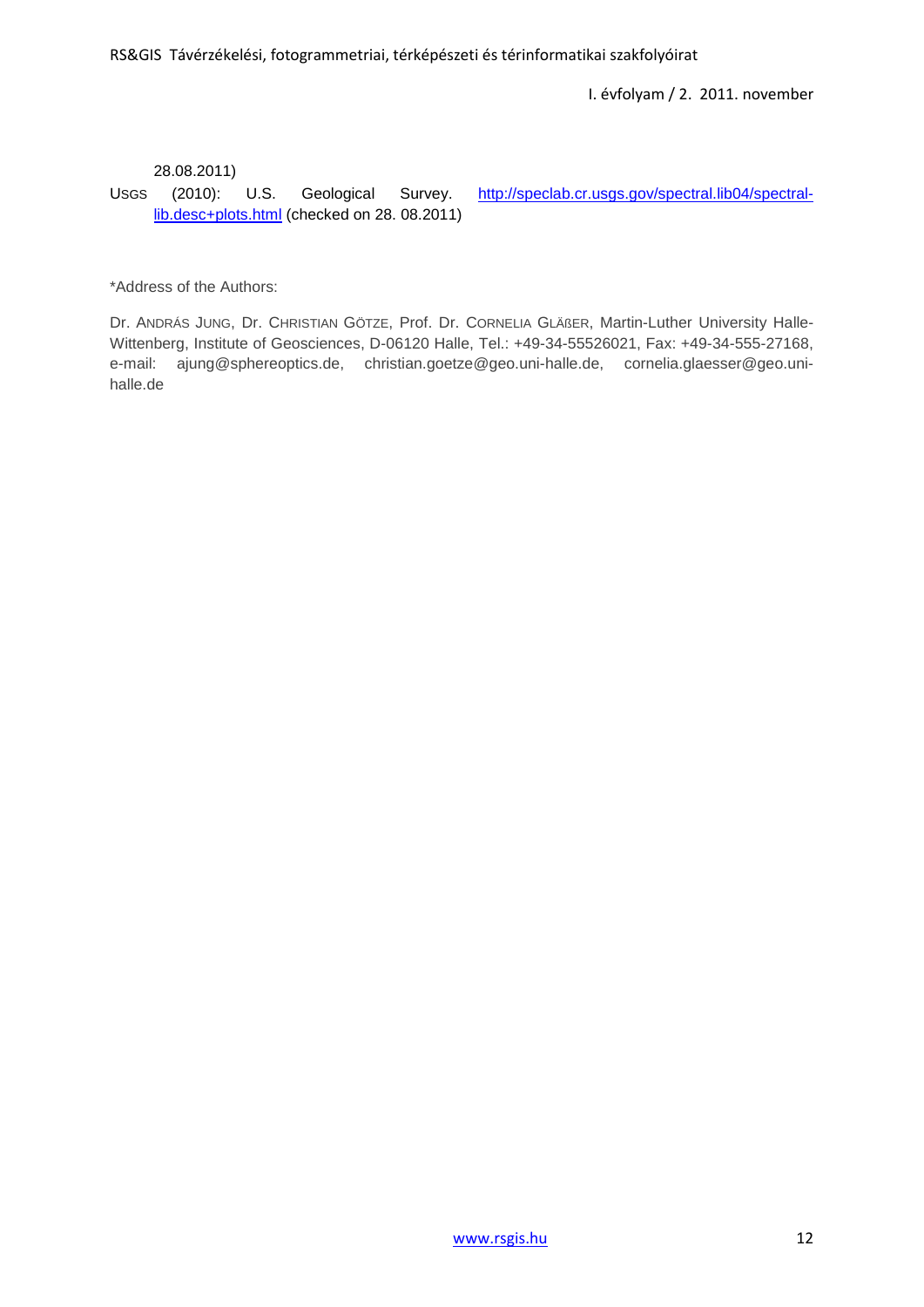28.08.2011)

USGS (2010): U.S. Geological Survey. http://speclab.cr.usgs.gov/spectral.lib04/spectral-lib.desc+plots.html (checked on 28. 08.2011)

*Address of the Authors:

Dr. ANDRÁS JUNG, Dr. CHRISTIAN GÖTZE, Prof. Dr. CORNELIA GLÄßER, Martin-Luther University Halle-Wittenberg, Institute of Geosciences, D-06120 Halle, Tel.: +49-34-55526021, Fax: +49-34-555-27168, e-mail: ajung@sphereoptics.de, christian.goetze@geo.uni-halle.de, cornelia.glaesser@geo.uni-halle.de